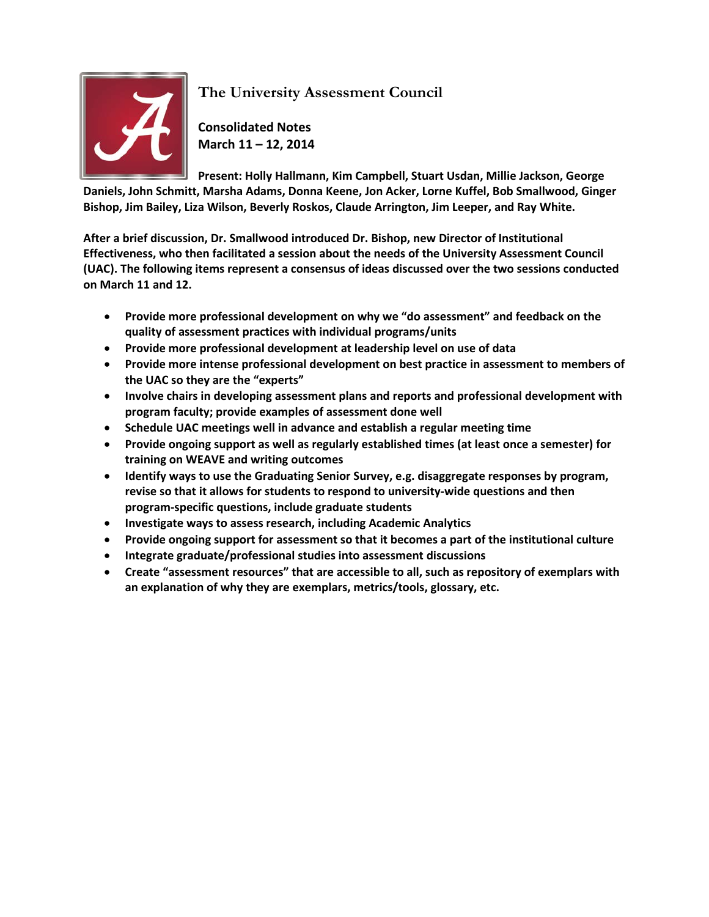# The University Assessment Council

**Consolidated Notes**
**March 11 – 12, 2014**

**Present: Holly Hallmann, Kim Campbell, Stuart Usdan, Millie Jackson, George Daniels, John Schmitt, Marsha Adams, Donna Keene, Jon Acker, Lorne Kuffel, Bob Smallwood, Ginger Bishop, Jim Bailey, Liza Wilson, Beverly Roskos, Claude Arrington, Jim Leeper, and Ray White.**

**After a brief discussion, Dr. Smallwood introduced Dr. Bishop, new Director of Institutional Effectiveness, who then facilitated a session about the needs of the University Assessment Council (UAC). The following items represent a consensus of ideas discussed over the two sessions conducted on March 11 and 12.**

- **Provide more professional development on why we "do assessment" and feedback on the quality of assessment practices with individual programs/units**
- **Provide more professional development at leadership level on use of data**
- **Provide more intense professional development on best practice in assessment to members of the UAC so they are the "experts"**
- **Involve chairs in developing assessment plans and reports and professional development with program faculty; provide examples of assessment done well**
- **Schedule UAC meetings well in advance and establish a regular meeting time**
- **Provide ongoing support as well as regularly established times (at least once a semester) for training on WEAVE and writing outcomes**
- **Identify ways to use the Graduating Senior Survey, e.g. disaggregate responses by program, revise so that it allows for students to respond to university-wide questions and then program-specific questions, include graduate students**
- **Investigate ways to assess research, including Academic Analytics**
- **Provide ongoing support for assessment so that it becomes a part of the institutional culture**
- **Integrate graduate/professional studies into assessment discussions**
- **Create "assessment resources" that are accessible to all, such as repository of exemplars with an explanation of why they are exemplars, metrics/tools, glossary, etc.**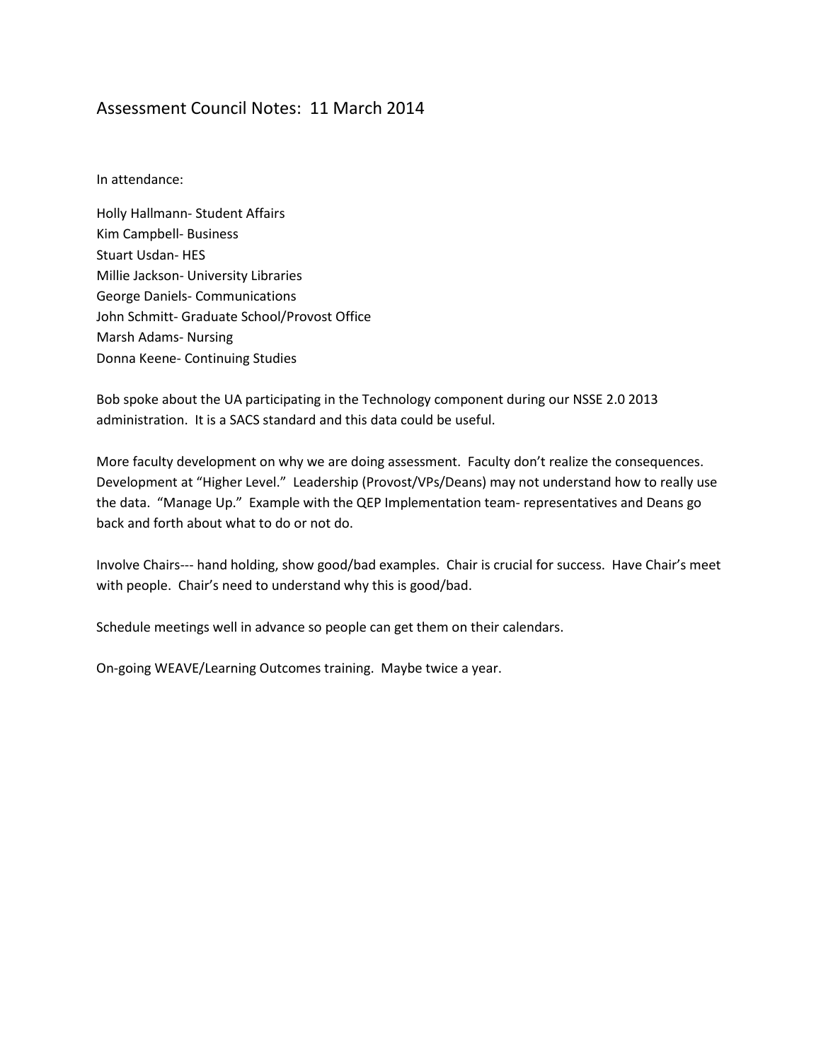Assessment Council Notes: 11 March 2014

In attendance:

Holly Hallmann- Student Affairs
Kim Campbell- Business
Stuart Usdan- HES
Millie Jackson- University Libraries
George Daniels- Communications
John Schmitt- Graduate School/Provost Office
Marsh Adams- Nursing
Donna Keene- Continuing Studies

Bob spoke about the UA participating in the Technology component during our NSSE 2.0 2013 administration. It is a SACS standard and this data could be useful.

More faculty development on why we are doing assessment. Faculty don't realize the consequences. Development at "Higher Level." Leadership (Provost/VPs/Deans) may not understand how to really use the data. "Manage Up." Example with the QEP Implementation team- representatives and Deans go back and forth about what to do or not do.

Involve Chairs--- hand holding, show good/bad examples. Chair is crucial for success. Have Chair's meet with people. Chair's need to understand why this is good/bad.

Schedule meetings well in advance so people can get them on their calendars.

On-going WEAVE/Learning Outcomes training. Maybe twice a year.